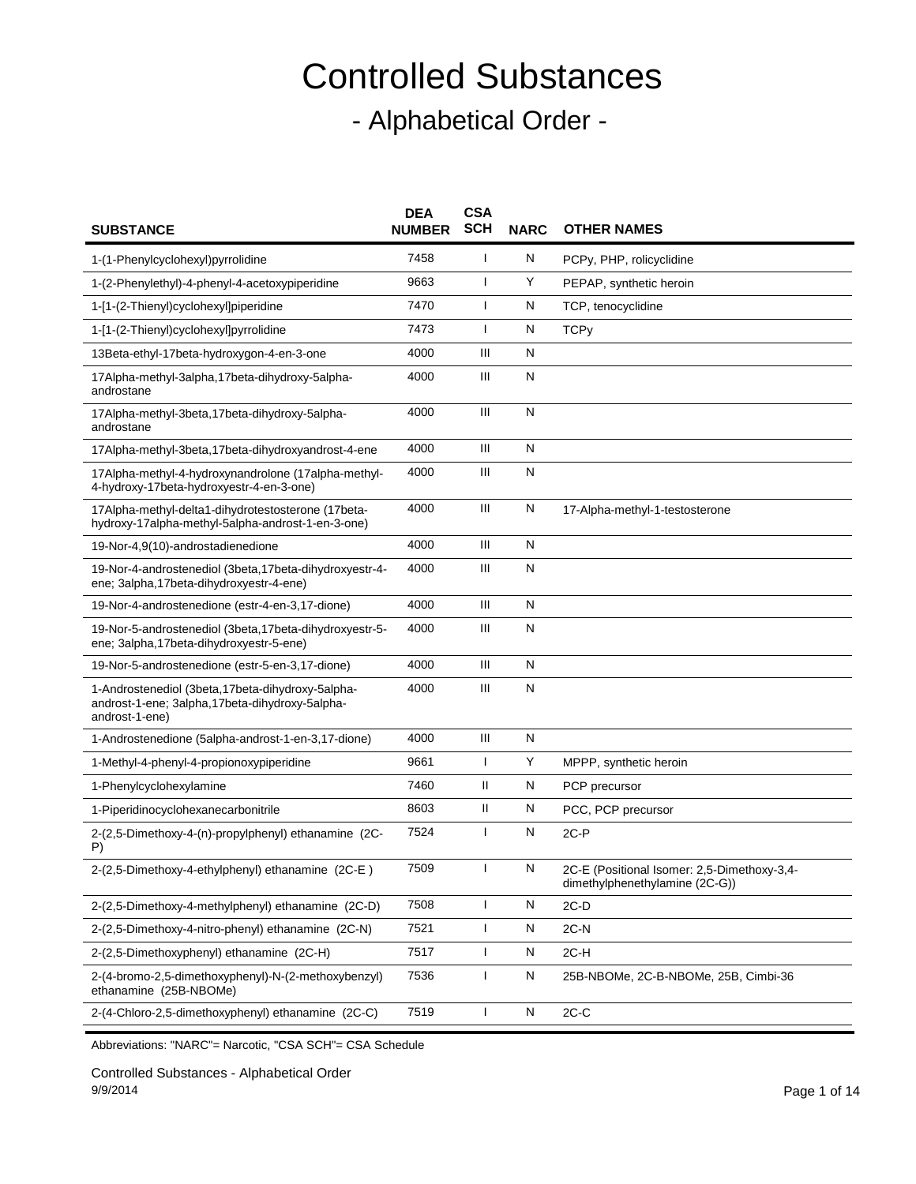# Controlled Substances

## - Alphabetical Order -

| SUBSTANCE | DEA NUMBER | CSA SCH | NARC | OTHER NAMES |
|---|---|---|---|---|
| 1-(1-Phenylcyclohexyl)pyrrolidine | 7458 | I | N | PCPy, PHP, rolicyclidine |
| 1-(2-Phenylethyl)-4-phenyl-4-acetoxypiperidine | 9663 | I | Y | PEPAP, synthetic heroin |
| 1-[1-(2-Thienyl)cyclohexyl]piperidine | 7470 | I | N | TCP, tenocyclidine |
| 1-[1-(2-Thienyl)cyclohexyl]pyrrolidine | 7473 | I | N | TCPy |
| 13Beta-ethyl-17beta-hydroxygon-4-en-3-one | 4000 | III | N | |
| 17Alpha-methyl-3alpha,17beta-dihydroxy-5alpha-androstane | 4000 | III | N | |
| 17Alpha-methyl-3beta,17beta-dihydroxy-5alpha-androstane | 4000 | III | N | |
| 17Alpha-methyl-3beta,17beta-dihydroxyandrost-4-ene | 4000 | III | N | |
| 17Alpha-methyl-4-hydroxynandrolone (17alpha-methyl-4-hydroxy-17beta-hydroxyestr-4-en-3-one) | 4000 | III | N | |
| 17Alpha-methyl-delta1-dihydrotestosterone (17beta-hydroxy-17alpha-methyl-5alpha-androst-1-en-3-one) | 4000 | III | N | 17-Alpha-methyl-1-testosterone |
| 19-Nor-4,9(10)-androstadienedione | 4000 | III | N | |
| 19-Nor-4-androstenediol (3beta,17beta-dihydroxyestr-4-ene; 3alpha,17beta-dihydroxyestr-4-ene) | 4000 | III | N | |
| 19-Nor-4-androstenedione (estr-4-en-3,17-dione) | 4000 | III | N | |
| 19-Nor-5-androstenediol (3beta,17beta-dihydroxyestr-5-ene; 3alpha,17beta-dihydroxyestr-5-ene) | 4000 | III | N | |
| 19-Nor-5-androstenedione (estr-5-en-3,17-dione) | 4000 | III | N | |
| 1-Androstenediol (3beta,17beta-dihydroxy-5alpha-androst-1-ene; 3alpha,17beta-dihydroxy-5alpha-androst-1-ene) | 4000 | III | N | |
| 1-Androstenedione (5alpha-androst-1-en-3,17-dione) | 4000 | III | N | |
| 1-Methyl-4-phenyl-4-propionoxypiperidine | 9661 | I | Y | MPPP, synthetic heroin |
| 1-Phenylcyclohexylamine | 7460 | II | N | PCP precursor |
| 1-Piperidinocyclohexanecarbonitrile | 8603 | II | N | PCC, PCP precursor |
| 2-(2,5-Dimethoxy-4-(n)-propylphenyl) ethanamine (2C-P) | 7524 | I | N | 2C-P |
| 2-(2,5-Dimethoxy-4-ethylphenyl) ethanamine (2C-E ) | 7509 | I | N | 2C-E (Positional Isomer: 2,5-Dimethoxy-3,4-dimethylphenethylamine (2C-G)) |
| 2-(2,5-Dimethoxy-4-methylphenyl) ethanamine (2C-D) | 7508 | I | N | 2C-D |
| 2-(2,5-Dimethoxy-4-nitro-phenyl) ethanamine (2C-N) | 7521 | I | N | 2C-N |
| 2-(2,5-Dimethoxyphenyl) ethanamine (2C-H) | 7517 | I | N | 2C-H |
| 2-(4-bromo-2,5-dimethoxyphenyl)-N-(2-methoxybenzyl) ethanamine (25B-NBOMe) | 7536 | I | N | 25B-NBOMe, 2C-B-NBOMe, 25B, Cimbi-36 |
| 2-(4-Chloro-2,5-dimethoxyphenyl) ethanamine (2C-C) | 7519 | I | N | 2C-C |

Abbreviations: "NARC"= Narcotic, "CSA SCH"= CSA Schedule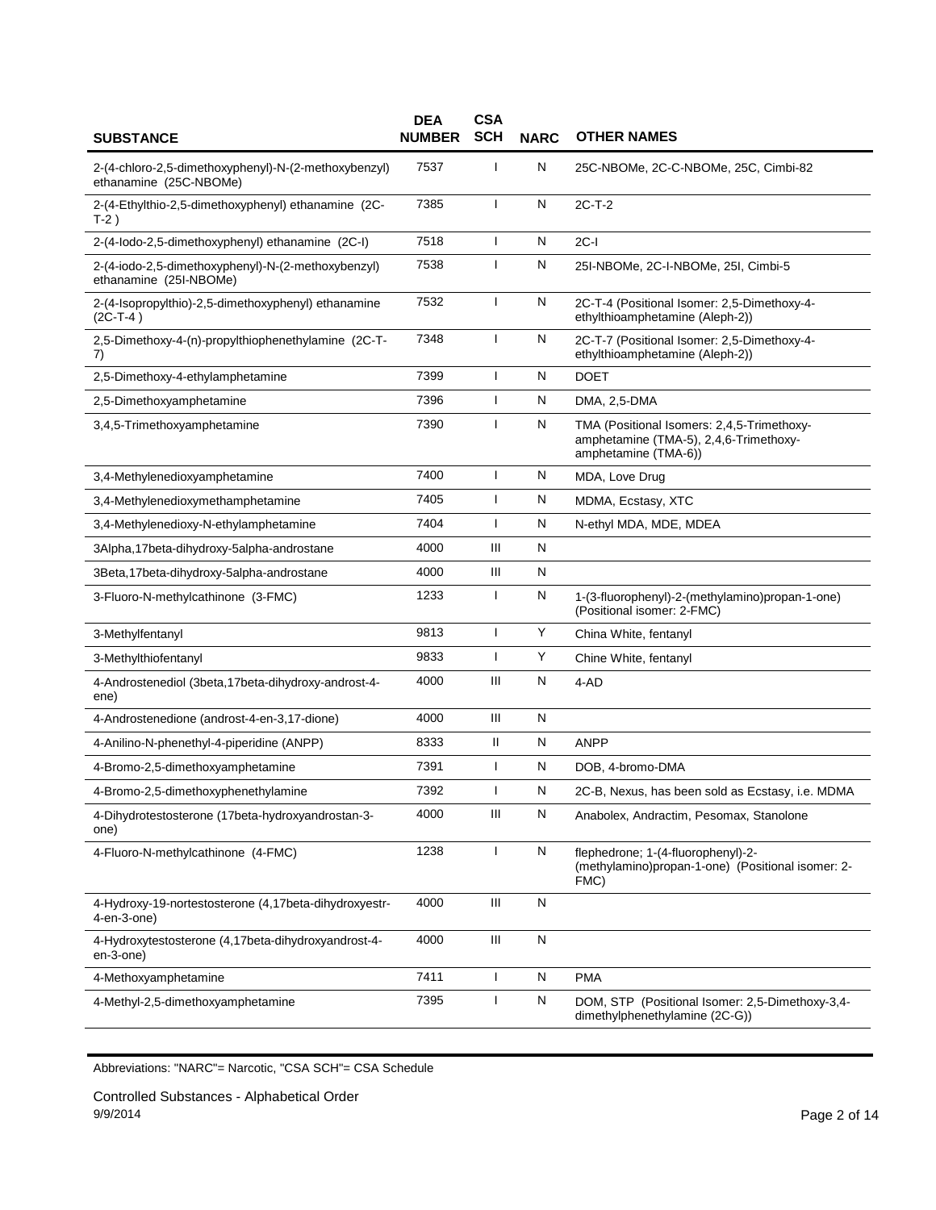| SUBSTANCE | DEA NUMBER | CSA SCH | NARC | OTHER NAMES |
|---|---|---|---|---|
| 2-(4-chloro-2,5-dimethoxyphenyl)-N-(2-methoxybenzyl) ethanamine (25C-NBOMe) | 7537 | I | N | 25C-NBOMe, 2C-C-NBOMe, 25C, Cimbi-82 |
| 2-(4-Ethylthio-2,5-dimethoxyphenyl) ethanamine (2C-T-2 ) | 7385 | I | N | 2C-T-2 |
| 2-(4-Iodo-2,5-dimethoxyphenyl) ethanamine (2C-I) | 7518 | I | N | 2C-I |
| 2-(4-iodo-2,5-dimethoxyphenyl)-N-(2-methoxybenzyl) ethanamine (25I-NBOMe) | 7538 | I | N | 25I-NBOMe, 2C-I-NBOMe, 25I, Cimbi-5 |
| 2-(4-Isopropylthio)-2,5-dimethoxyphenyl) ethanamine (2C-T-4 ) | 7532 | I | N | 2C-T-4 (Positional Isomer: 2,5-Dimethoxy-4-ethylthioamphetamine (Aleph-2)) |
| 2,5-Dimethoxy-4-(n)-propylthiophenethylamine (2C-T-7) | 7348 | I | N | 2C-T-7 (Positional Isomer: 2,5-Dimethoxy-4-ethylthioamphetamine (Aleph-2)) |
| 2,5-Dimethoxy-4-ethylamphetamine | 7399 | I | N | DOET |
| 2,5-Dimethoxyamphetamine | 7396 | I | N | DMA, 2,5-DMA |
| 3,4,5-Trimethoxyamphetamine | 7390 | I | N | TMA (Positional Isomers: 2,4,5-Trimethoxy-amphetamine (TMA-5), 2,4,6-Trimethoxy-amphetamine (TMA-6)) |
| 3,4-Methylenedioxyamphetamine | 7400 | I | N | MDA, Love Drug |
| 3,4-Methylenedioxymethamphetamine | 7405 | I | N | MDMA, Ecstasy, XTC |
| 3,4-Methylenedioxy-N-ethylamphetamine | 7404 | I | N | N-ethyl MDA, MDE, MDEA |
| 3Alpha,17beta-dihydroxy-5alpha-androstane | 4000 | III | N | |
| 3Beta,17beta-dihydroxy-5alpha-androstane | 4000 | III | N | |
| 3-Fluoro-N-methylcathinone (3-FMC) | 1233 | I | N | 1-(3-fluorophenyl)-2-(methylamino)propan-1-one) (Positional isomer: 2-FMC) |
| 3-Methylfentanyl | 9813 | I | Y | China White, fentanyl |
| 3-Methylthiofentanyl | 9833 | I | Y | Chine White, fentanyl |
| 4-Androstenediol (3beta,17beta-dihydroxy-androst-4-ene) | 4000 | III | N | 4-AD |
| 4-Androstenedione (androst-4-en-3,17-dione) | 4000 | III | N | |
| 4-Anilino-N-phenethyl-4-piperidine (ANPP) | 8333 | II | N | ANPP |
| 4-Bromo-2,5-dimethoxyamphetamine | 7391 | I | N | DOB, 4-bromo-DMA |
| 4-Bromo-2,5-dimethoxyphenethylamine | 7392 | I | N | 2C-B, Nexus, has been sold as Ecstasy, i.e. MDMA |
| 4-Dihydrotestosterone (17beta-hydroxyandrostan-3-one) | 4000 | III | N | Anabolex, Andractim, Pesomax, Stanolone |
| 4-Fluoro-N-methylcathinone (4-FMC) | 1238 | I | N | flephedrone; 1-(4-fluorophenyl)-2-(methylamino)propan-1-one) (Positional isomer: 2-FMC) |
| 4-Hydroxy-19-nortestosterone (4,17beta-dihydroxyestr-4-en-3-one) | 4000 | III | N | |
| 4-Hydroxytestosterone (4,17beta-dihydroxyandrost-4-en-3-one) | 4000 | III | N | |
| 4-Methoxyamphetamine | 7411 | I | N | PMA |
| 4-Methyl-2,5-dimethoxyamphetamine | 7395 | I | N | DOM, STP (Positional Isomer: 2,5-Dimethoxy-3,4-dimethylphenethylamine (2C-G)) |

Abbreviations: "NARC"= Narcotic, "CSA SCH"= CSA Schedule

Controlled Substances - Alphabetical Order
9/9/2014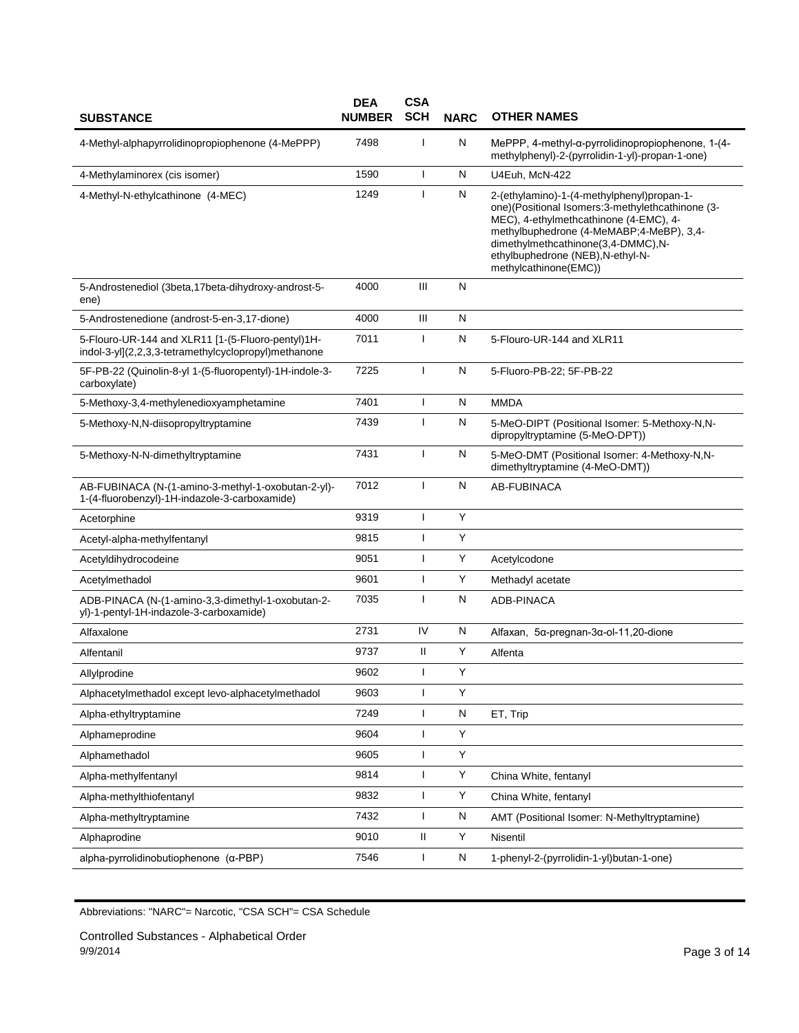| SUBSTANCE | DEA NUMBER | CSA SCH | NARC | OTHER NAMES |
|---|---|---|---|---|
| 4-Methyl-alphapyrrolidinopropiophenone (4-MePPP) | 7498 | I | N | MePPP, 4-methyl-α-pyrrolidinopropiophenone, 1-(4-methylphenyl)-2-(pyrrolidin-1-yl)-propan-1-one) |
| 4-Methylaminorex (cis isomer) | 1590 | I | N | U4Euh, McN-422 |
| 4-Methyl-N-ethylcathinone (4-MEC) | 1249 | I | N | 2-(ethylamino)-1-(4-methylphenyl)propan-1-one)(Positional Isomers:3-methylethcathinone (3-MEC), 4-ethylmethcathinone (4-EMC), 4-methylbuphedrone (4-MeMABP;4-MeBP), 3,4-dimethylmethcathinone(3,4-DMMC),N-ethylbuphedrone (NEB),N-ethyl-N-methylcathinone(EMC)) |
| 5-Androstenediol (3beta,17beta-dihydroxy-androst-5-ene) | 4000 | III | N | |
| 5-Androstenedione (androst-5-en-3,17-dione) | 4000 | III | N | |
| 5-Flouro-UR-144 and XLR11 [1-(5-Fluoro-pentyl)1H-indol-3-yl](2,2,3,3-tetramethylcyclopropyl)methanone | 7011 | I | N | 5-Flouro-UR-144 and XLR11 |
| 5F-PB-22 (Quinolin-8-yl 1-(5-fluoropentyl)-1H-indole-3-carboxylate) | 7225 | I | N | 5-Fluoro-PB-22; 5F-PB-22 |
| 5-Methoxy-3,4-methylenedioxyamphetamine | 7401 | I | N | MMDA |
| 5-Methoxy-N,N-diisopropyltryptamine | 7439 | I | N | 5-MeO-DIPT (Positional Isomer: 5-Methoxy-N,N-dipropyltryptamine (5-MeO-DPT)) |
| 5-Methoxy-N-N-dimethyltryptamine | 7431 | I | N | 5-MeO-DMT (Positional Isomer: 4-Methoxy-N,N-dimethyltryptamine (4-MeO-DMT)) |
| AB-FUBINACA (N-(1-amino-3-methyl-1-oxobutan-2-yl)-1-(4-fluorobenzyl)-1H-indazole-3-carboxamide) | 7012 | I | N | AB-FUBINACA |
| Acetorphine | 9319 | I | Y | |
| Acetyl-alpha-methylfentanyl | 9815 | I | Y | |
| Acetyldihydrocodeine | 9051 | I | Y | Acetylcodone |
| Acetylmethadol | 9601 | I | Y | Methadyl acetate |
| ADB-PINACA (N-(1-amino-3,3-dimethyl-1-oxobutan-2-yl)-1-pentyl-1H-indazole-3-carboxamide) | 7035 | I | N | ADB-PINACA |
| Alfaxalone | 2731 | IV | N | Alfaxan, 5α-pregnan-3α-ol-11,20-dione |
| Alfentanil | 9737 | II | Y | Alfenta |
| Allylprodine | 9602 | I | Y | |
| Alphacetylmethadol except levo-alphacetylmethadol | 9603 | I | Y | |
| Alpha-ethyltryptamine | 7249 | I | N | ET, Trip |
| Alphameprodine | 9604 | I | Y | |
| Alphamethadol | 9605 | I | Y | |
| Alpha-methylfentanyl | 9814 | I | Y | China White, fentanyl |
| Alpha-methylthiofentanyl | 9832 | I | Y | China White, fentanyl |
| Alpha-methyltryptamine | 7432 | I | N | AMT (Positional Isomer: N-Methyltryptamine) |
| Alphaprodine | 9010 | II | Y | Nisentil |
| alpha-pyrrolidinobutiophenone (α-PBP) | 7546 | I | N | 1-phenyl-2-(pyrrolidin-1-yl)butan-1-one) |

Abbreviations: "NARC"= Narcotic, "CSA SCH"= CSA Schedule

Controlled Substances - Alphabetical Order
9/9/2014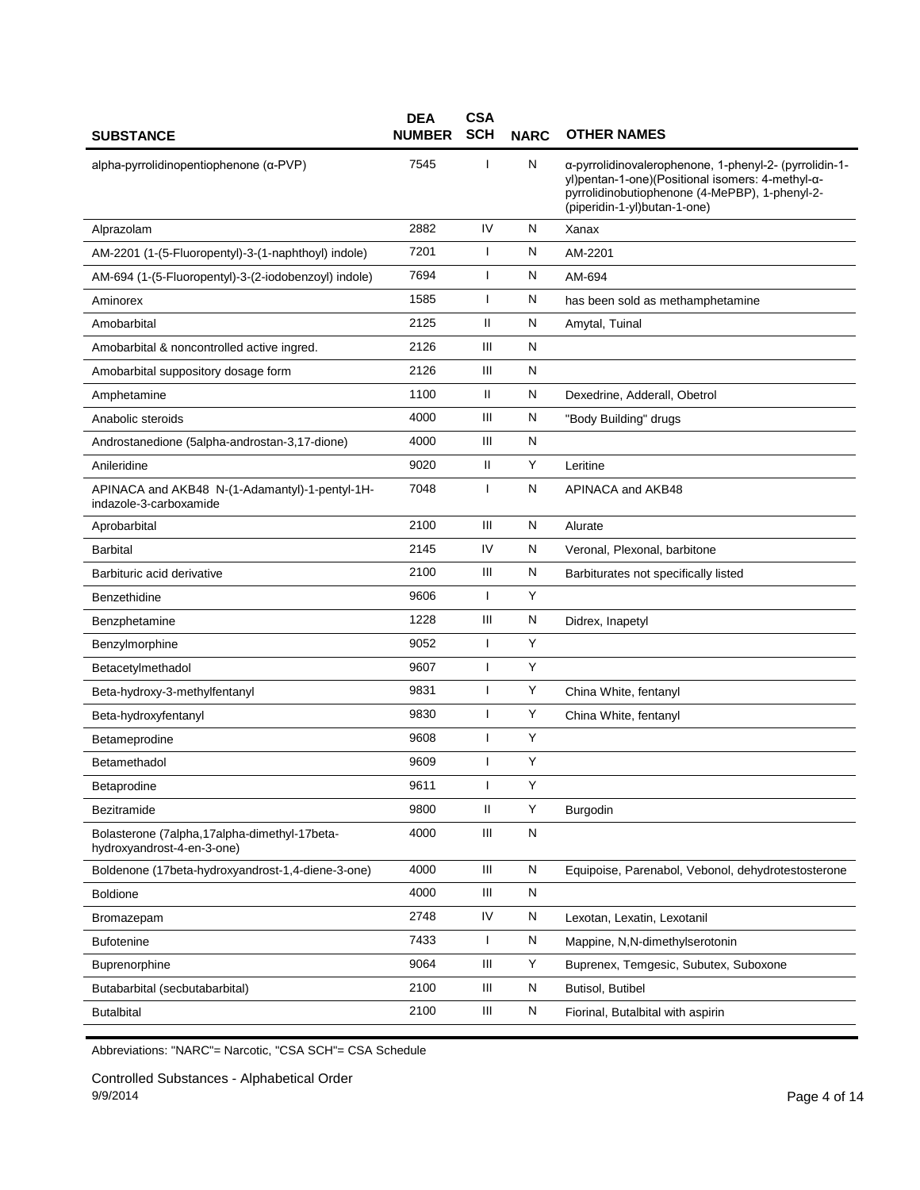| SUBSTANCE | DEA NUMBER | CSA SCH | NARC | OTHER NAMES |
|---|---|---|---|---|
| alpha-pyrrolidinopentiophenone (α-PVP) | 7545 | I | N | α-pyrrolidinovalerophenone, 1-phenyl-2- (pyrrolidin-1-yl)pentan-1-one)(Positional isomers: 4-methyl-α-pyrrolidinobutiophenone (4-MePBP), 1-phenyl-2-(piperidin-1-yl)butan-1-one) |
| Alprazolam | 2882 | IV | N | Xanax |
| AM-2201 (1-(5-Fluoropentyl)-3-(1-naphthoyl) indole) | 7201 | I | N | AM-2201 |
| AM-694 (1-(5-Fluoropentyl)-3-(2-iodobenzoyl) indole) | 7694 | I | N | AM-694 |
| Aminorex | 1585 | I | N | has been sold as methamphetamine |
| Amobarbital | 2125 | II | N | Amytal, Tuinal |
| Amobarbital & noncontrolled active ingred. | 2126 | III | N | |
| Amobarbital suppository dosage form | 2126 | III | N | |
| Amphetamine | 1100 | II | N | Dexedrine, Adderall, Obetrol |
| Anabolic steroids | 4000 | III | N | "Body Building" drugs |
| Androstanedione (5alpha-androstan-3,17-dione) | 4000 | III | N | |
| Anileridine | 9020 | II | Y | Leritine |
| APINACA and AKB48 N-(1-Adamantyl)-1-pentyl-1H-indazole-3-carboxamide | 7048 | I | N | APINACA and AKB48 |
| Aprobarbital | 2100 | III | N | Alurate |
| Barbital | 2145 | IV | N | Veronal, Plexonal, barbitone |
| Barbituric acid derivative | 2100 | III | N | Barbiturates not specifically listed |
| Benzethidine | 9606 | I | Y | |
| Benzphetamine | 1228 | III | N | Didrex, Inapetyl |
| Benzylmorphine | 9052 | I | Y | |
| Betacetylmethadol | 9607 | I | Y | |
| Beta-hydroxy-3-methylfentanyl | 9831 | I | Y | China White, fentanyl |
| Beta-hydroxyfentanyl | 9830 | I | Y | China White, fentanyl |
| Betameprodine | 9608 | I | Y | |
| Betamethadol | 9609 | I | Y | |
| Betaprodine | 9611 | I | Y | |
| Bezitramide | 9800 | II | Y | Burgodin |
| Bolasterone (7alpha,17alpha-dimethyl-17beta-hydroxyandrost-4-en-3-one) | 4000 | III | N | |
| Boldenone (17beta-hydroxyandrost-1,4-diene-3-one) | 4000 | III | N | Equipoise, Parenabol, Vebonol, dehydrotestosterone |
| Boldione | 4000 | III | N | |
| Bromazepam | 2748 | IV | N | Lexotan, Lexatin, Lexotanil |
| Bufotenine | 7433 | I | N | Mappine, N,N-dimethylserotonin |
| Buprenorphine | 9064 | III | Y | Buprenex, Temgesic, Subutex, Suboxone |
| Butabarbital (secbutabarbital) | 2100 | III | N | Butisol, Butibel |
| Butalbital | 2100 | III | N | Fiorinal, Butalbital with aspirin |

Abbreviations: "NARC"= Narcotic, "CSA SCH"= CSA Schedule

Controlled Substances - Alphabetical Order
9/9/2014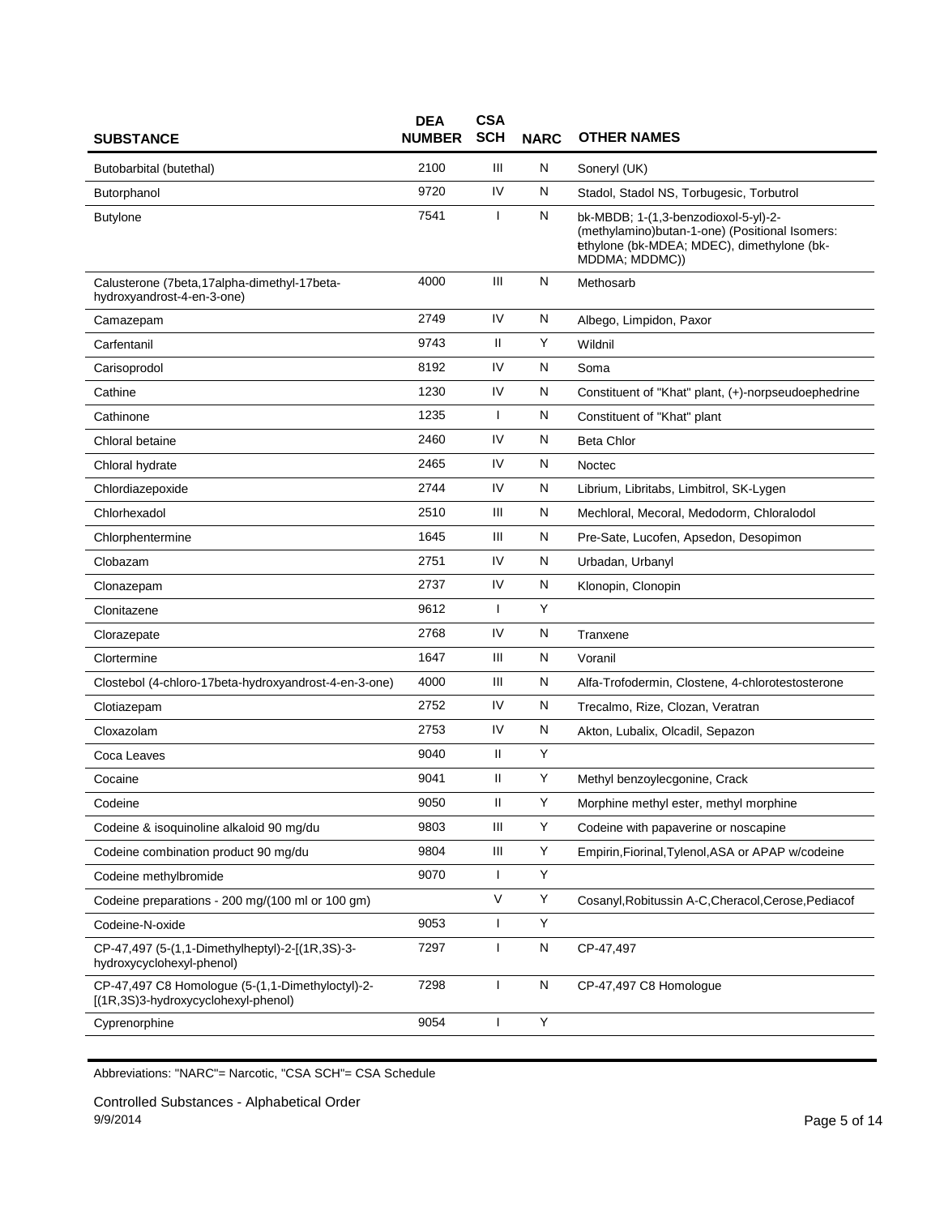| SUBSTANCE | DEA NUMBER | CSA SCH | NARC | OTHER NAMES |
|---|---|---|---|---|
| Butobarbital (butethal) | 2100 | III | N | Soneryl (UK) |
| Butorphanol | 9720 | IV | N | Stadol, Stadol NS, Torbugesic, Torbutrol |
| Butylone | 7541 | I | N | bk-MBDB; 1-(1,3-benzodioxol-5-yl)-2-(methylamino)butan-1-one) (Positional Isomers: ethylone (bk-MDEA; MDEC), dimethylone (bk-MDDMA; MDDMC)) |
| Calusterone (7beta,17alpha-dimethyl-17beta-hydroxyandrost-4-en-3-one) | 4000 | III | N | Methosarb |
| Camazepam | 2749 | IV | N | Albego, Limpidon, Paxor |
| Carfentanil | 9743 | II | Y | Wildnil |
| Carisoprodol | 8192 | IV | N | Soma |
| Cathine | 1230 | IV | N | Constituent of "Khat" plant, (+)-norpseudoephedrine |
| Cathinone | 1235 | I | N | Constituent of "Khat" plant |
| Chloral betaine | 2460 | IV | N | Beta Chlor |
| Chloral hydrate | 2465 | IV | N | Noctec |
| Chlordiazepoxide | 2744 | IV | N | Librium, Libritabs, Limbitrol, SK-Lygen |
| Chlorhexadol | 2510 | III | N | Mechloral, Mecoral, Medodorm, Chloralodol |
| Chlorphentermine | 1645 | III | N | Pre-Sate, Lucofen, Apsedon, Desopimon |
| Clobazam | 2751 | IV | N | Urbadan, Urbanyl |
| Clonazepam | 2737 | IV | N | Klonopin, Clonopin |
| Clonitazene | 9612 | I | Y | |
| Clorazepate | 2768 | IV | N | Tranxene |
| Clortermine | 1647 | III | N | Voranil |
| Clostebol (4-chloro-17beta-hydroxyandrost-4-en-3-one) | 4000 | III | N | Alfa-Trofodermin, Clostene, 4-chlorotestosterone |
| Clotiazepam | 2752 | IV | N | Trecalmo, Rize, Clozan, Veratran |
| Cloxazolam | 2753 | IV | N | Akton, Lubalix, Olcadil, Sepazon |
| Coca Leaves | 9040 | II | Y | |
| Cocaine | 9041 | II | Y | Methyl benzoylecgonine, Crack |
| Codeine | 9050 | II | Y | Morphine methyl ester, methyl morphine |
| Codeine & isoquinoline alkaloid 90 mg/du | 9803 | III | Y | Codeine with papaverine or noscapine |
| Codeine combination product 90 mg/du | 9804 | III | Y | Empirin,Fiorinal,Tylenol,ASA or APAP w/codeine |
| Codeine methylbromide | 9070 | I | Y | |
| Codeine preparations - 200 mg/(100 ml or 100 gm) | | V | Y | Cosanyl,Robitussin A-C,Cheracol,Cerose,Pediacof |
| Codeine-N-oxide | 9053 | I | Y | |
| CP-47,497 (5-(1,1-Dimethylheptyl)-2-[(1R,3S)-3-hydroxycyclohexyl-phenol) | 7297 | I | N | CP-47,497 |
| CP-47,497 C8 Homologue (5-(1,1-Dimethyloctyl)-2-[(1R,3S)3-hydroxycyclohexyl-phenol) | 7298 | I | N | CP-47,497 C8 Homologue |
| Cyprenorphine | 9054 | I | Y | |

Abbreviations: "NARC"= Narcotic, "CSA SCH"= CSA Schedule

Controlled Substances - Alphabetical Order
9/9/2014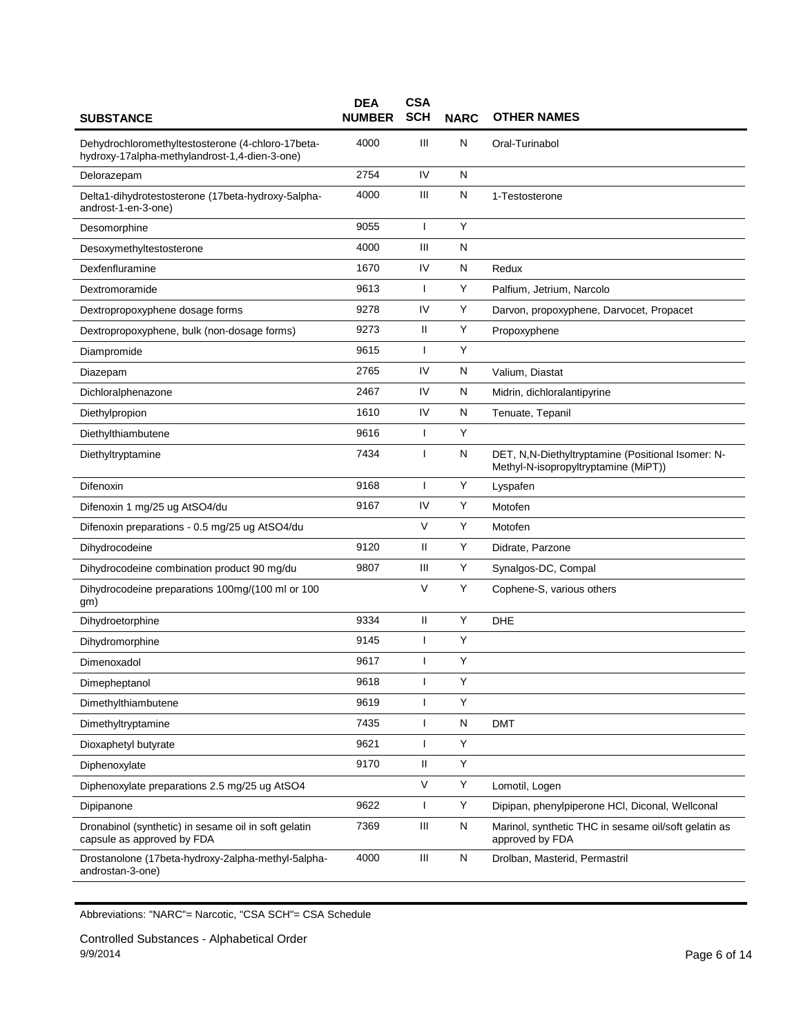| SUBSTANCE | DEA NUMBER | CSA SCH | NARC | OTHER NAMES |
|---|---|---|---|---|
| Dehydrochloromethyltestosterone (4-chloro-17beta-hydroxy-17alpha-methylandrost-1,4-dien-3-one) | 4000 | III | N | Oral-Turinabol |
| Delorazepam | 2754 | IV | N | |
| Delta1-dihydrotestosterone (17beta-hydroxy-5alpha-androst-1-en-3-one) | 4000 | III | N | 1-Testosterone |
| Desomorphine | 9055 | I | Y | |
| Desoxymethyltestosterone | 4000 | III | N | |
| Dexfenfluramine | 1670 | IV | N | Redux |
| Dextromoramide | 9613 | I | Y | Palfium, Jetrium, Narcolo |
| Dextropropoxyphene dosage forms | 9278 | IV | Y | Darvon, propoxyphene, Darvocet, Propacet |
| Dextropropoxyphene, bulk (non-dosage forms) | 9273 | II | Y | Propoxyphene |
| Diampromide | 9615 | I | Y | |
| Diazepam | 2765 | IV | N | Valium, Diastat |
| Dichloralphenazone | 2467 | IV | N | Midrin, dichloralantipyrine |
| Diethylpropion | 1610 | IV | N | Tenuate, Tepanil |
| Diethylthiambutene | 9616 | I | Y | |
| Diethyltryptamine | 7434 | I | N | DET, N,N-Diethyltryptamine (Positional Isomer: N-Methyl-N-isopropyltryptamine (MiPT)) |
| Difenoxin | 9168 | I | Y | Lyspafen |
| Difenoxin 1 mg/25 ug AtSO4/du | 9167 | IV | Y | Motofen |
| Difenoxin preparations - 0.5 mg/25 ug AtSO4/du | | V | Y | Motofen |
| Dihydrocodeine | 9120 | II | Y | Didrate, Parzone |
| Dihydrocodeine combination product 90 mg/du | 9807 | III | Y | Synalgos-DC, Compal |
| Dihydrocodeine preparations 100mg/(100 ml or 100 gm) | | V | Y | Cophene-S, various others |
| Dihydroetorphine | 9334 | II | Y | DHE |
| Dihydromorphine | 9145 | I | Y | |
| Dimenoxadol | 9617 | I | Y | |
| Dimepheptanol | 9618 | I | Y | |
| Dimethylthiambutene | 9619 | I | Y | |
| Dimethyltryptamine | 7435 | I | N | DMT |
| Dioxaphetyl butyrate | 9621 | I | Y | |
| Diphenoxylate | 9170 | II | Y | |
| Diphenoxylate preparations 2.5 mg/25 ug AtSO4 | | V | Y | Lomotil, Logen |
| Dipipanone | 9622 | I | Y | Dipipan, phenylpiperone HCl, Diconal, Wellconal |
| Dronabinol (synthetic) in sesame oil in soft gelatin capsule as approved by FDA | 7369 | III | N | Marinol, synthetic THC in sesame oil/soft gelatin as approved by FDA |
| Drostanolone (17beta-hydroxy-2alpha-methyl-5alpha-androstan-3-one) | 4000 | III | N | Drolban, Masterid, Permastril |

Abbreviations: "NARC"= Narcotic, "CSA SCH"= CSA Schedule

Controlled Substances - Alphabetical Order
9/9/2014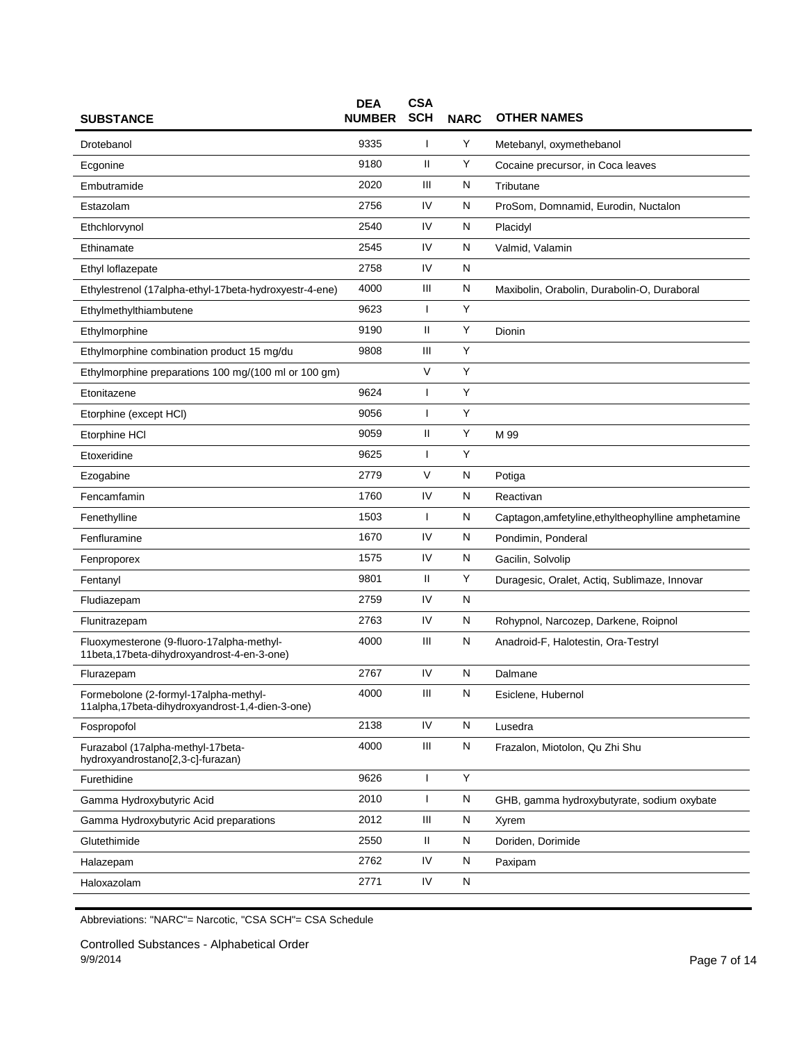| SUBSTANCE | DEA NUMBER | CSA SCH | NARC | OTHER NAMES |
|---|---|---|---|---|
| Drotebanol | 9335 | I | Y | Metebanyl, oxymethebanol |
| Ecgonine | 9180 | II | Y | Cocaine precursor, in Coca leaves |
| Embutramide | 2020 | III | N | Tributane |
| Estazolam | 2756 | IV | N | ProSom, Domnamid, Eurodin, Nuctalon |
| Ethchlorvynol | 2540 | IV | N | Placidyl |
| Ethinamate | 2545 | IV | N | Valmid, Valamin |
| Ethyl loflazepate | 2758 | IV | N | |
| Ethylestrenol (17alpha-ethyl-17beta-hydroxyestr-4-ene) | 4000 | III | N | Maxibolin, Orabolin, Durabolin-O, Duraboral |
| Ethylmethylthiambutene | 9623 | I | Y | |
| Ethylmorphine | 9190 | II | Y | Dionin |
| Ethylmorphine combination product 15 mg/du | 9808 | III | Y | |
| Ethylmorphine preparations 100 mg/(100 ml or 100 gm) | | V | Y | |
| Etonitazene | 9624 | I | Y | |
| Etorphine (except HCl) | 9056 | I | Y | |
| Etorphine HCl | 9059 | II | Y | M 99 |
| Etoxeridine | 9625 | I | Y | |
| Ezogabine | 2779 | V | N | Potiga |
| Fencamfamin | 1760 | IV | N | Reactivan |
| Fenethylline | 1503 | I | N | Captagon,amfetyline,ethyltheophylline amphetamine |
| Fenfluramine | 1670 | IV | N | Pondimin, Ponderal |
| Fenproporex | 1575 | IV | N | Gacilin, Solvolip |
| Fentanyl | 9801 | II | Y | Duragesic, Oralet, Actiq, Sublimaze, Innovar |
| Fludiazepam | 2759 | IV | N | |
| Flunitrazepam | 2763 | IV | N | Rohypnol, Narcozep, Darkene, Roipnol |
| Fluoxymesterone (9-fluoro-17alpha-methyl-11beta,17beta-dihydroxyandrost-4-en-3-one) | 4000 | III | N | Anadroid-F, Halotestin, Ora-Testryl |
| Flurazepam | 2767 | IV | N | Dalmane |
| Formebolone (2-formyl-17alpha-methyl-11alpha,17beta-dihydroxyandrost-1,4-dien-3-one) | 4000 | III | N | Esiclene, Hubernol |
| Fospropofol | 2138 | IV | N | Lusedra |
| Furazabol (17alpha-methyl-17beta-hydroxyandrostano[2,3-c]-furazan) | 4000 | III | N | Frazalon, Miotolon, Qu Zhi Shu |
| Furethidine | 9626 | I | Y | |
| Gamma Hydroxybutyric Acid | 2010 | I | N | GHB, gamma hydroxybutyrate, sodium oxybate |
| Gamma Hydroxybutyric Acid preparations | 2012 | III | N | Xyrem |
| Glutethimide | 2550 | II | N | Doriden, Dorimide |
| Halazepam | 2762 | IV | N | Paxipam |
| Haloxazolam | 2771 | IV | N | |

Abbreviations: "NARC"= Narcotic, "CSA SCH"= CSA Schedule

Controlled Substances - Alphabetical Order
9/9/2014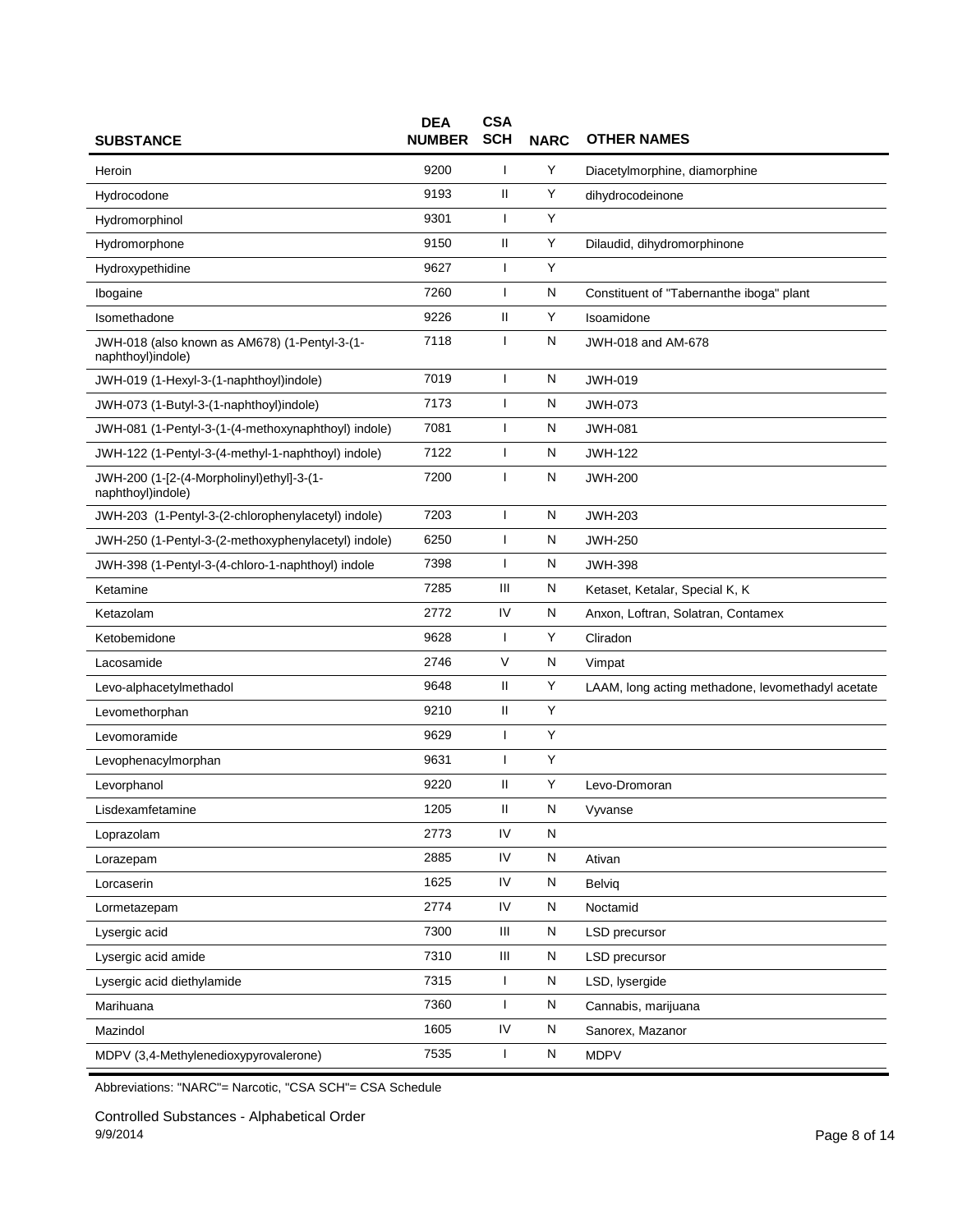| SUBSTANCE | DEA NUMBER | CSA SCH | NARC | OTHER NAMES |
| --- | --- | --- | --- | --- |
| Heroin | 9200 | I | Y | Diacetylmorphine, diamorphine |
| Hydrocodone | 9193 | II | Y | dihydrocodeinone |
| Hydromorphinol | 9301 | I | Y | |
| Hydromorphone | 9150 | II | Y | Dilaudid, dihydromorphinone |
| Hydroxypethidine | 9627 | I | Y | |
| Ibogaine | 7260 | I | N | Constituent of "Tabernanthe iboga" plant |
| Isomethadone | 9226 | II | Y | Isoamidone |
| JWH-018 (also known as AM678) (1-Pentyl-3-(1-naphthoyl)indole) | 7118 | I | N | JWH-018 and AM-678 |
| JWH-019 (1-Hexyl-3-(1-naphthoyl)indole) | 7019 | I | N | JWH-019 |
| JWH-073 (1-Butyl-3-(1-naphthoyl)indole) | 7173 | I | N | JWH-073 |
| JWH-081 (1-Pentyl-3-(1-(4-methoxynaphthoyl) indole) | 7081 | I | N | JWH-081 |
| JWH-122 (1-Pentyl-3-(4-methyl-1-naphthoyl) indole) | 7122 | I | N | JWH-122 |
| JWH-200 (1-[2-(4-Morpholinyl)ethyl]-3-(1-naphthoyl)indole) | 7200 | I | N | JWH-200 |
| JWH-203 (1-Pentyl-3-(2-chlorophenylacetyl) indole) | 7203 | I | N | JWH-203 |
| JWH-250 (1-Pentyl-3-(2-methoxyphenylacetyl) indole) | 6250 | I | N | JWH-250 |
| JWH-398 (1-Pentyl-3-(4-chloro-1-naphthoyl) indole | 7398 | I | N | JWH-398 |
| Ketamine | 7285 | III | N | Ketaset, Ketalar, Special K, K |
| Ketazolam | 2772 | IV | N | Anxon, Loftran, Solatran, Contamex |
| Ketobemidone | 9628 | I | Y | Cliradon |
| Lacosamide | 2746 | V | N | Vimpat |
| Levo-alphacetylmethadol | 9648 | II | Y | LAAM, long acting methadone, levomethadyl acetate |
| Levomethorphan | 9210 | II | Y | |
| Levomoramide | 9629 | I | Y | |
| Levophenacylmorphan | 9631 | I | Y | |
| Levorphanol | 9220 | II | Y | Levo-Dromoran |
| Lisdexamfetamine | 1205 | II | N | Vyvanse |
| Loprazolam | 2773 | IV | N | |
| Lorazepam | 2885 | IV | N | Ativan |
| Lorcaserin | 1625 | IV | N | Belviq |
| Lormetazepam | 2774 | IV | N | Noctamid |
| Lysergic acid | 7300 | III | N | LSD precursor |
| Lysergic acid amide | 7310 | III | N | LSD precursor |
| Lysergic acid diethylamide | 7315 | I | N | LSD, lysergide |
| Marihuana | 7360 | I | N | Cannabis, marijuana |
| Mazindol | 1605 | IV | N | Sanorex, Mazanor |
| MDPV (3,4-Methylenedioxypyrovalerone) | 7535 | I | N | MDPV |

Abbreviations: "NARC"= Narcotic, "CSA SCH"= CSA Schedule

Controlled Substances - Alphabetical Order
9/9/2014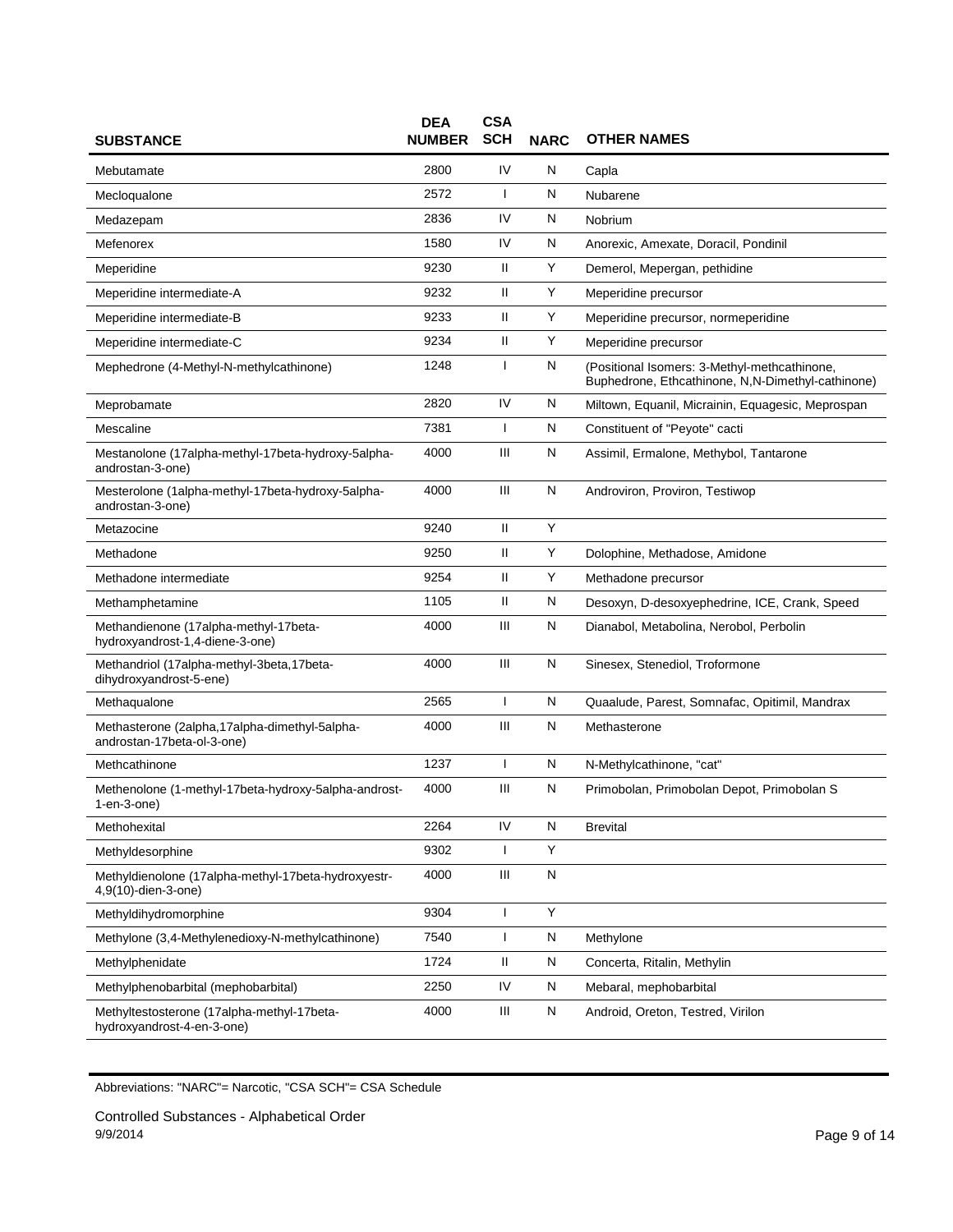| SUBSTANCE | DEA NUMBER | CSA SCH | NARC | OTHER NAMES |
|---|---|---|---|---|
| Mebutamate | 2800 | IV | N | Capla |
| Mecloqualone | 2572 | I | N | Nubarene |
| Medazepam | 2836 | IV | N | Nobrium |
| Mefenorex | 1580 | IV | N | Anorexic, Amexate, Doracil, Pondinil |
| Meperidine | 9230 | II | Y | Demerol, Mepergan, pethidine |
| Meperidine intermediate-A | 9232 | II | Y | Meperidine precursor |
| Meperidine intermediate-B | 9233 | II | Y | Meperidine precursor, normeperidine |
| Meperidine intermediate-C | 9234 | II | Y | Meperidine precursor |
| Mephedrone (4-Methyl-N-methylcathinone) | 1248 | I | N | (Positional Isomers: 3-Methyl-methcathinone, Buphedrone, Ethcathinone, N,N-Dimethyl-cathinone) |
| Meprobamate | 2820 | IV | N | Miltown, Equanil, Micrainin, Equagesic, Meprospan |
| Mescaline | 7381 | I | N | Constituent of "Peyote" cacti |
| Mestanolone (17alpha-methyl-17beta-hydroxy-5alpha-androstan-3-one) | 4000 | III | N | Assimil, Ermalone, Methybol, Tantarone |
| Mesterolone (1alpha-methyl-17beta-hydroxy-5alpha-androstan-3-one) | 4000 | III | N | Androviron, Proviron, Testiwop |
| Metazocine | 9240 | II | Y | |
| Methadone | 9250 | II | Y | Dolophine, Methadose, Amidone |
| Methadone intermediate | 9254 | II | Y | Methadone precursor |
| Methamphetamine | 1105 | II | N | Desoxyn, D-desoxyephedrine, ICE, Crank, Speed |
| Methandienone (17alpha-methyl-17beta-hydroxyandrost-1,4-diene-3-one) | 4000 | III | N | Dianabol, Metabolina, Nerobol, Perbolin |
| Methandriol (17alpha-methyl-3beta,17beta-dihydroxyandrost-5-ene) | 4000 | III | N | Sinesex, Stenediol, Troformone |
| Methaqualone | 2565 | I | N | Quaalude, Parest, Somnafac, Opitimil, Mandrax |
| Methasterone (2alpha,17alpha-dimethyl-5alpha-androstan-17beta-ol-3-one) | 4000 | III | N | Methasterone |
| Methcathinone | 1237 | I | N | N-Methylcathinone, "cat" |
| Methenolone (1-methyl-17beta-hydroxy-5alpha-androst-1-en-3-one) | 4000 | III | N | Primobolan, Primobolan Depot, Primobolan S |
| Methohexital | 2264 | IV | N | Brevital |
| Methyldesorphine | 9302 | I | Y | |
| Methyldienolone (17alpha-methyl-17beta-hydroxyestr-4,9(10)-dien-3-one) | 4000 | III | N | |
| Methyldihydromorphine | 9304 | I | Y | |
| Methylone (3,4-Methylenedioxy-N-methylcathinone) | 7540 | I | N | Methylone |
| Methylphenidate | 1724 | II | N | Concerta, Ritalin, Methylin |
| Methylphenobarbital (mephobarbital) | 2250 | IV | N | Mebaral, mephobarbital |
| Methyltestosterone (17alpha-methyl-17beta-hydroxyandrost-4-en-3-one) | 4000 | III | N | Android, Oreton, Testred, Virilon |

Abbreviations: "NARC"= Narcotic, "CSA SCH"= CSA Schedule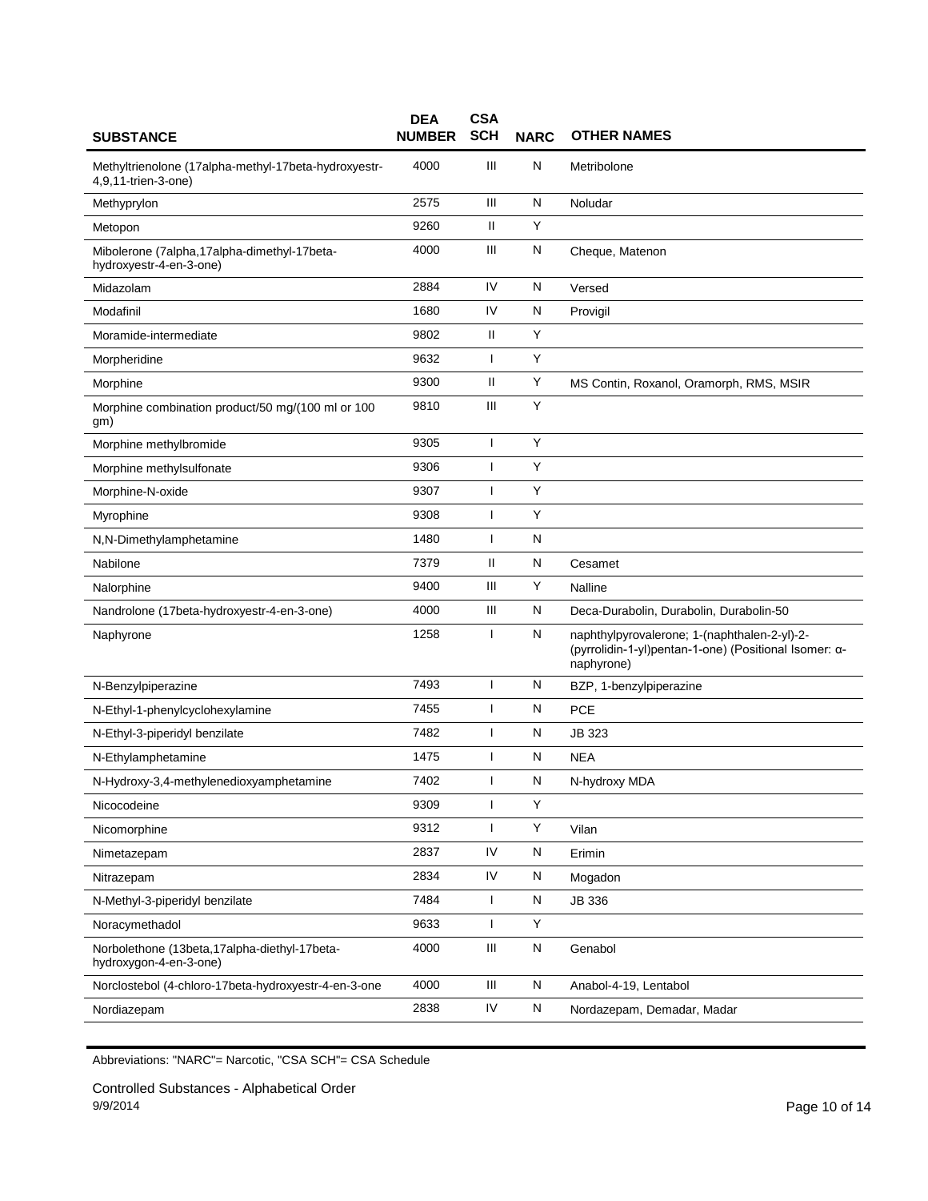| SUBSTANCE | DEA NUMBER | CSA SCH | NARC | OTHER NAMES |
|---|---|---|---|---|
| Methyltrienolone (17alpha-methyl-17beta-hydroxyestr-4,9,11-trien-3-one) | 4000 | III | N | Metribolone |
| Methyprylon | 2575 | III | N | Noludar |
| Metopon | 9260 | II | Y | |
| Mibolerone (7alpha,17alpha-dimethyl-17beta-hydroxyestr-4-en-3-one) | 4000 | III | N | Cheque, Matenon |
| Midazolam | 2884 | IV | N | Versed |
| Modafinil | 1680 | IV | N | Provigil |
| Moramide-intermediate | 9802 | II | Y | |
| Morpheridine | 9632 | I | Y | |
| Morphine | 9300 | II | Y | MS Contin, Roxanol, Oramorph, RMS, MSIR |
| Morphine combination product/50 mg/(100 ml or 100 gm) | 9810 | III | Y | |
| Morphine methylbromide | 9305 | I | Y | |
| Morphine methylsulfonate | 9306 | I | Y | |
| Morphine-N-oxide | 9307 | I | Y | |
| Myrophine | 9308 | I | Y | |
| N,N-Dimethylamphetamine | 1480 | I | N | |
| Nabilone | 7379 | II | N | Cesamet |
| Nalorphine | 9400 | III | Y | Nalline |
| Nandrolone (17beta-hydroxyestr-4-en-3-one) | 4000 | III | N | Deca-Durabolin, Durabolin, Durabolin-50 |
| Naphyrone | 1258 | I | N | naphthylpyrovalerone; 1-(naphthalen-2-yl)-2-(pyrrolidin-1-yl)pentan-1-one) (Positional Isomer: α-naphyrone) |
| N-Benzylpiperazine | 7493 | I | N | BZP, 1-benzylpiperazine |
| N-Ethyl-1-phenylcyclohexylamine | 7455 | I | N | PCE |
| N-Ethyl-3-piperidyl benzilate | 7482 | I | N | JB 323 |
| N-Ethylamphetamine | 1475 | I | N | NEA |
| N-Hydroxy-3,4-methylenedioxyamphetamine | 7402 | I | N | N-hydroxy MDA |
| Nicocodeine | 9309 | I | Y | |
| Nicomorphine | 9312 | I | Y | Vilan |
| Nimetazepam | 2837 | IV | N | Erimin |
| Nitrazepam | 2834 | IV | N | Mogadon |
| N-Methyl-3-piperidyl benzilate | 7484 | I | N | JB 336 |
| Noracymethadol | 9633 | I | Y | |
| Norbolethone (13beta,17alpha-diethyl-17beta-hydroxygon-4-en-3-one) | 4000 | III | N | Genabol |
| Norclostebol (4-chloro-17beta-hydroxyestr-4-en-3-one | 4000 | III | N | Anabol-4-19, Lentabol |
| Nordiazepam | 2838 | IV | N | Nordazepam, Demadar, Madar |

Abbreviations: "NARC"= Narcotic, "CSA SCH"= CSA Schedule

Controlled Substances - Alphabetical Order
9/9/2014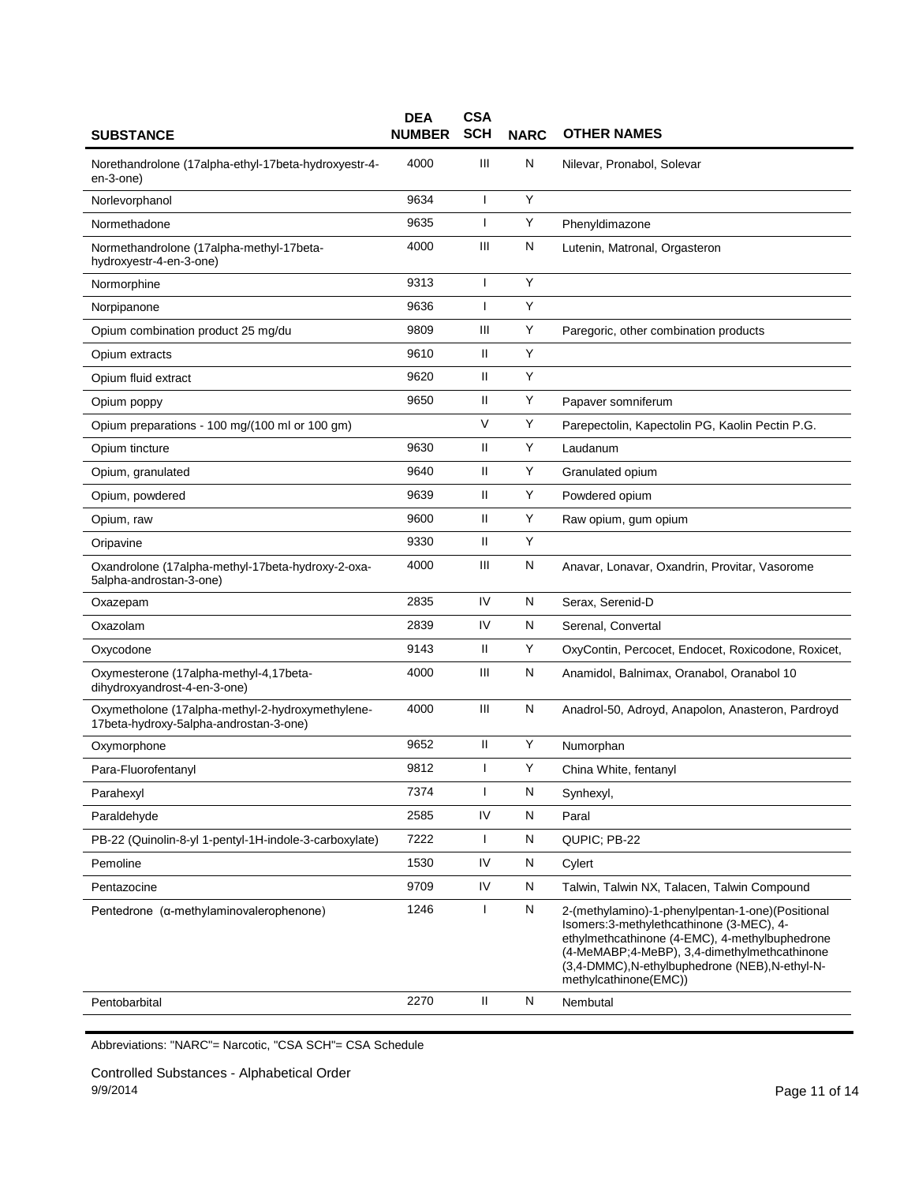| SUBSTANCE | DEA NUMBER | CSA SCH | NARC | OTHER NAMES |
|---|---|---|---|---|
| Norethandrolone (17alpha-ethyl-17beta-hydroxyestr-4-en-3-one) | 4000 | III | N | Nilevar, Pronabol, Solevar |
| Norlevorphanol | 9634 | I | Y | |
| Normethadone | 9635 | I | Y | Phenyldimazone |
| Normethandrolone (17alpha-methyl-17beta-hydroxyestr-4-en-3-one) | 4000 | III | N | Lutenin, Matronal, Orgasteron |
| Normorphine | 9313 | I | Y | |
| Norpipanone | 9636 | I | Y | |
| Opium combination product 25 mg/du | 9809 | III | Y | Paregoric, other combination products |
| Opium extracts | 9610 | II | Y | |
| Opium fluid extract | 9620 | II | Y | |
| Opium poppy | 9650 | II | Y | Papaver somniferum |
| Opium preparations - 100 mg/(100 ml or 100 gm) | | V | Y | Parepectolin, Kapectolin PG, Kaolin Pectin P.G. |
| Opium tincture | 9630 | II | Y | Laudanum |
| Opium, granulated | 9640 | II | Y | Granulated opium |
| Opium, powdered | 9639 | II | Y | Powdered opium |
| Opium, raw | 9600 | II | Y | Raw opium, gum opium |
| Oripavine | 9330 | II | Y | |
| Oxandrolone (17alpha-methyl-17beta-hydroxy-2-oxa-5alpha-androstan-3-one) | 4000 | III | N | Anavar, Lonavar, Oxandrin, Provitar, Vasorome |
| Oxazepam | 2835 | IV | N | Serax, Serenid-D |
| Oxazolam | 2839 | IV | N | Serenal, Convertal |
| Oxycodone | 9143 | II | Y | OxyContin, Percocet, Endocet, Roxicodone, Roxicet, |
| Oxymesterone (17alpha-methyl-4,17beta-dihydroxyandrost-4-en-3-one) | 4000 | III | N | Anamidol, Balnimax, Oranabol, Oranabol 10 |
| Oxymetholone (17alpha-methyl-2-hydroxymethylene-17beta-hydroxy-5alpha-androstan-3-one) | 4000 | III | N | Anadrol-50, Adroyd, Anapolon, Anasteron, Pardroyd |
| Oxymorphone | 9652 | II | Y | Numorphan |
| Para-Fluorofentanyl | 9812 | I | Y | China White, fentanyl |
| Parahexyl | 7374 | I | N | Synhexyl, |
| Paraldehyde | 2585 | IV | N | Paral |
| PB-22 (Quinolin-8-yl 1-pentyl-1H-indole-3-carboxylate) | 7222 | I | N | QUPIC; PB-22 |
| Pemoline | 1530 | IV | N | Cylert |
| Pentazocine | 9709 | IV | N | Talwin, Talwin NX, Talacen, Talwin Compound |
| Pentedrone (α-methylaminovalerophenone) | 1246 | I | N | 2-(methylamino)-1-phenylpentan-1-one)(Positional Isomers:3-methylethcathinone (3-MEC), 4-ethylmethcathinone (4-EMC), 4-methylbuphedrone (4-MeMABP;4-MeBP), 3,4-dimethylmethcathinone (3,4-DMMC),N-ethylbuphedrone (NEB),N-ethyl-N-methylcathinone(EMC)) |
| Pentobarbital | 2270 | II | N | Nembutal |

Abbreviations: "NARC"= Narcotic, "CSA SCH"= CSA Schedule

Controlled Substances - Alphabetical Order
9/9/2014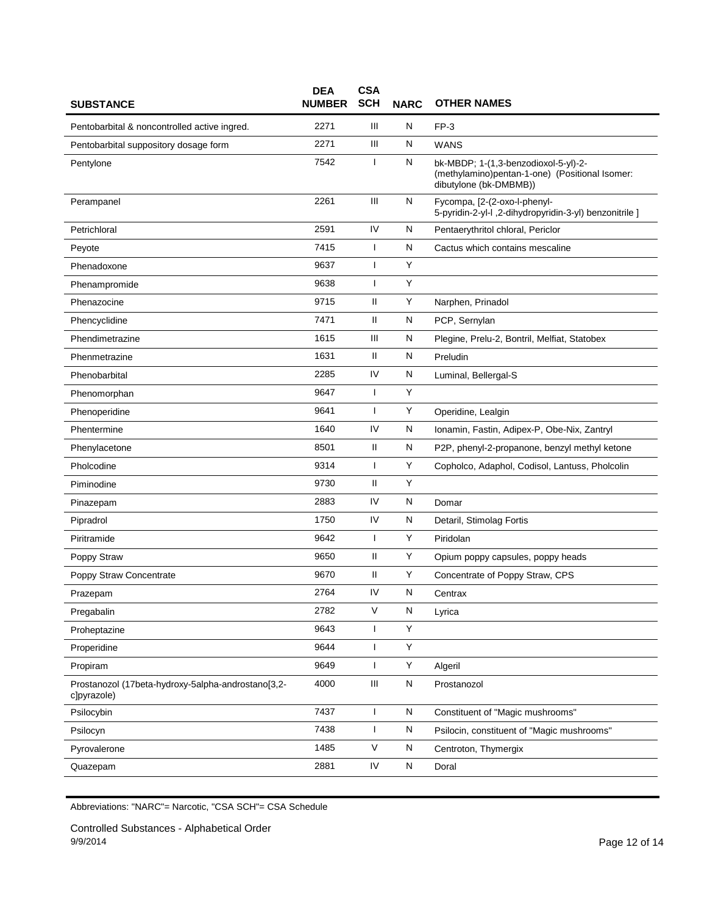| SUBSTANCE | DEA NUMBER | CSA SCH | NARC | OTHER NAMES |
|---|---|---|---|---|
| Pentobarbital & noncontrolled active ingred. | 2271 | III | N | FP-3 |
| Pentobarbital suppository dosage form | 2271 | III | N | WANS |
| Pentylone | 7542 | I | N | bk-MBDP; 1-(1,3-benzodioxol-5-yl)-2-(methylamino)pentan-1-one) (Positional Isomer: dibutylone (bk-DMBMB)) |
| Perampanel | 2261 | III | N | Fycompa, [2-(2-oxo-l-phenyl-5-pyridin-2-yl-l ,2-dihydropyridin-3-yl) benzonitrile ] |
| Petrichloral | 2591 | IV | N | Pentaerythritol chloral, Periclor |
| Peyote | 7415 | I | N | Cactus which contains mescaline |
| Phenadoxone | 9637 | I | Y | |
| Phenampromide | 9638 | I | Y | |
| Phenazocine | 9715 | II | Y | Narphen, Prinadol |
| Phencyclidine | 7471 | II | N | PCP, Sernylan |
| Phendimetrazine | 1615 | III | N | Plegine, Prelu-2, Bontril, Melfiat, Statobex |
| Phenmetrazine | 1631 | II | N | Preludin |
| Phenobarbital | 2285 | IV | N | Luminal, Bellergal-S |
| Phenomorphan | 9647 | I | Y | |
| Phenoperidine | 9641 | I | Y | Operidine, Lealgin |
| Phentermine | 1640 | IV | N | Ionamin, Fastin, Adipex-P, Obe-Nix, Zantryl |
| Phenylacetone | 8501 | II | N | P2P, phenyl-2-propanone, benzyl methyl ketone |
| Pholcodine | 9314 | I | Y | Copholco, Adaphol, Codisol, Lantuss, Pholcolin |
| Piminodine | 9730 | II | Y | |
| Pinazepam | 2883 | IV | N | Domar |
| Pipradrol | 1750 | IV | N | Detaril, Stimolag Fortis |
| Piritramide | 9642 | I | Y | Piridolan |
| Poppy Straw | 9650 | II | Y | Opium poppy capsules, poppy heads |
| Poppy Straw Concentrate | 9670 | II | Y | Concentrate of Poppy Straw, CPS |
| Prazepam | 2764 | IV | N | Centrax |
| Pregabalin | 2782 | V | N | Lyrica |
| Proheptazine | 9643 | I | Y | |
| Properidine | 9644 | I | Y | |
| Propiram | 9649 | I | Y | Algeril |
| Prostanozol (17beta-hydroxy-5alpha-androstano[3,2-c]pyrazole) | 4000 | III | N | Prostanozol |
| Psilocybin | 7437 | I | N | Constituent of "Magic mushrooms" |
| Psilocyn | 7438 | I | N | Psilocin, constituent of "Magic mushrooms" |
| Pyrovalerone | 1485 | V | N | Centroton, Thymergix |
| Quazepam | 2881 | IV | N | Doral |

Abbreviations: "NARC"= Narcotic, "CSA SCH"= CSA Schedule

Controlled Substances - Alphabetical Order
9/9/2014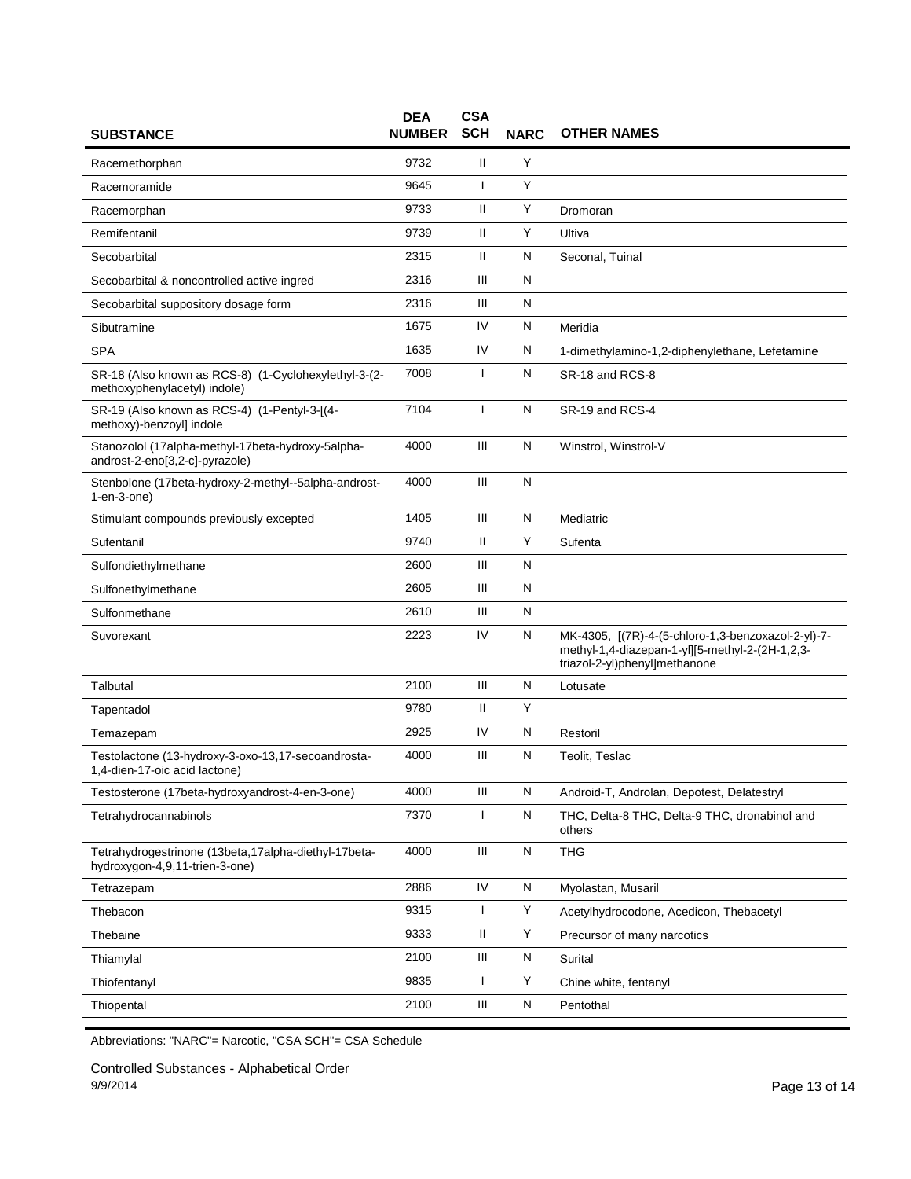| SUBSTANCE | DEA NUMBER | CSA SCH | NARC | OTHER NAMES |
|---|---|---|---|---|
| Racemethorphan | 9732 | II | Y | |
| Racemoramide | 9645 | I | Y | |
| Racemorphan | 9733 | II | Y | Dromoran |
| Remifentanil | 9739 | II | Y | Ultiva |
| Secobarbital | 2315 | II | N | Seconal, Tuinal |
| Secobarbital & noncontrolled active ingred | 2316 | III | N | |
| Secobarbital suppository dosage form | 2316 | III | N | |
| Sibutramine | 1675 | IV | N | Meridia |
| SPA | 1635 | IV | N | 1-dimethylamino-1,2-diphenylethane, Lefetamine |
| SR-18 (Also known as RCS-8) (1-Cyclohexylethyl-3-(2-methoxyphenylacetyl) indole) | 7008 | I | N | SR-18 and RCS-8 |
| SR-19 (Also known as RCS-4) (1-Pentyl-3-[(4-methoxy)-benzoyl] indole | 7104 | I | N | SR-19 and RCS-4 |
| Stanozolol (17alpha-methyl-17beta-hydroxy-5alpha-androst-2-eno[3,2-c]-pyrazole) | 4000 | III | N | Winstrol, Winstrol-V |
| Stenbolone (17beta-hydroxy-2-methyl--5alpha-androst-1-en-3-one) | 4000 | III | N | |
| Stimulant compounds previously excepted | 1405 | III | N | Mediatric |
| Sufentanil | 9740 | II | Y | Sufenta |
| Sulfondiethylmethane | 2600 | III | N | |
| Sulfonethylmethane | 2605 | III | N | |
| Sulfonmethane | 2610 | III | N | |
| Suvorexant | 2223 | IV | N | MK-4305, [(7R)-4-(5-chloro-1,3-benzoxazol-2-yl)-7-methyl-1,4-diazepan-1-yl][5-methyl-2-(2H-1,2,3-triazol-2-yl)phenyl]methanone |
| Talbutal | 2100 | III | N | Lotusate |
| Tapentadol | 9780 | II | Y | |
| Temazepam | 2925 | IV | N | Restoril |
| Testolactone (13-hydroxy-3-oxo-13,17-secoandrosta-1,4-dien-17-oic acid lactone) | 4000 | III | N | Teolit, Teslac |
| Testosterone (17beta-hydroxyandrost-4-en-3-one) | 4000 | III | N | Android-T, Androlan, Depotest, Delatestryl |
| Tetrahydrocannabinols | 7370 | I | N | THC, Delta-8 THC, Delta-9 THC, dronabinol and others |
| Tetrahydrogestrinone (13beta,17alpha-diethyl-17beta-hydroxygon-4,9,11-trien-3-one) | 4000 | III | N | THG |
| Tetrazepam | 2886 | IV | N | Myolastan, Musaril |
| Thebacon | 9315 | I | Y | Acetylhydrocodone, Acedicon, Thebacetyl |
| Thebaine | 9333 | II | Y | Precursor of many narcotics |
| Thiamylal | 2100 | III | N | Surital |
| Thiofentanyl | 9835 | I | Y | Chine white, fentanyl |
| Thiopental | 2100 | III | N | Pentothal |

Abbreviations: "NARC"= Narcotic, "CSA SCH"= CSA Schedule

Controlled Substances - Alphabetical Order
9/9/2014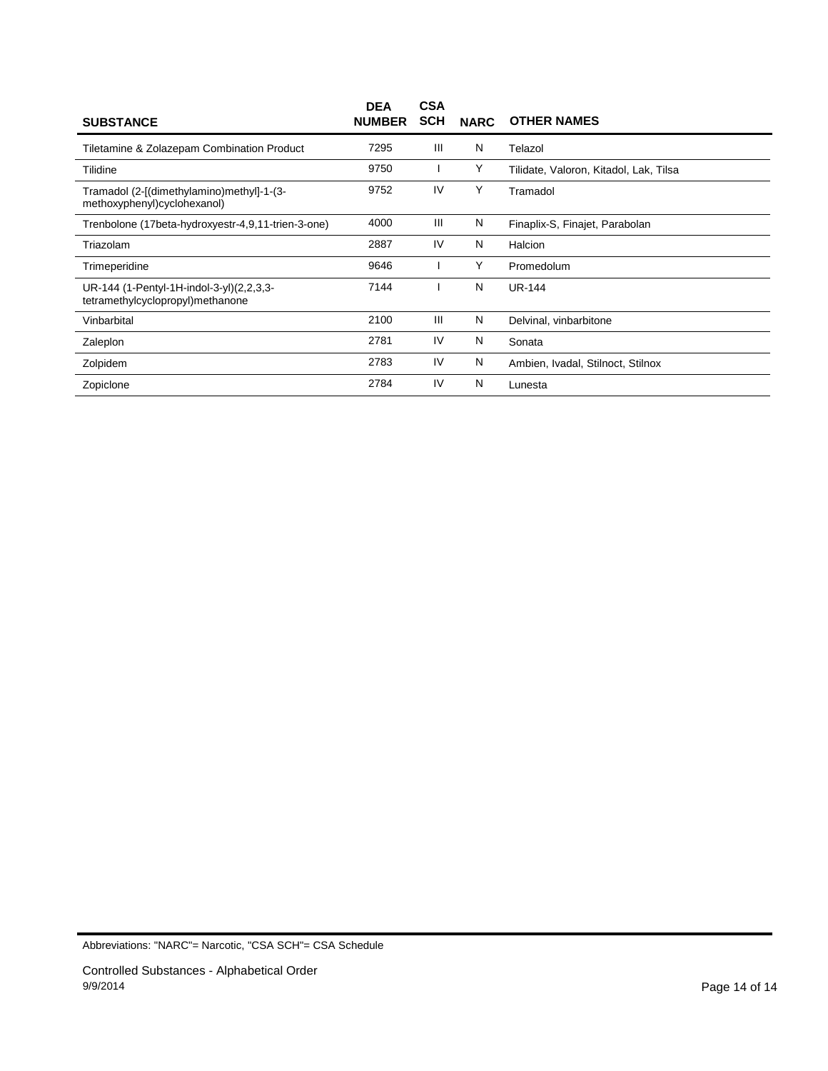| SUBSTANCE | DEA NUMBER | CSA SCH | NARC | OTHER NAMES |
|---|---|---|---|---|
| Tiletamine & Zolazepam Combination Product | 7295 | III | N | Telazol |
| Tilidine | 9750 | I | Y | Tilidate, Valoron, Kitadol, Lak, Tilsa |
| Tramadol (2-[(dimethylamino)methyl]-1-(3-methoxyphenyl)cyclohexanol) | 9752 | IV | Y | Tramadol |
| Trenbolone (17beta-hydroxyestr-4,9,11-trien-3-one) | 4000 | III | N | Finaplix-S, Finajet, Parabolan |
| Triazolam | 2887 | IV | N | Halcion |
| Trimeperidine | 9646 | I | Y | Promedolum |
| UR-144 (1-Pentyl-1H-indol-3-yl)(2,2,3,3-tetramethylcyclopropyl)methanone | 7144 | I | N | UR-144 |
| Vinbarbital | 2100 | III | N | Delvinal, vinbarbitone |
| Zaleplon | 2781 | IV | N | Sonata |
| Zolpidem | 2783 | IV | N | Ambien, Ivadal, Stilnoct, Stilnox |
| Zopiclone | 2784 | IV | N | Lunesta |

Abbreviations: "NARC"= Narcotic, "CSA SCH"= CSA Schedule

Controlled Substances - Alphabetical Order
9/9/2014